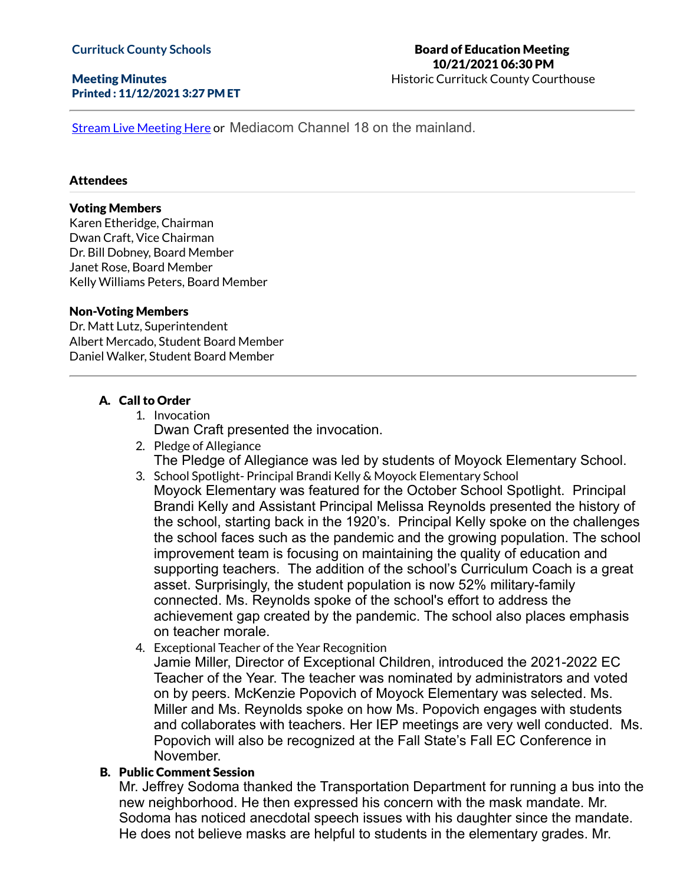**Currituck County Schools**

**Meeting Minutes**
**Printed : 11/12/2021 3:27 PM ET**

**Board of Education Meeting**
**10/21/2021 06:30 PM**
Historic Currituck County Courthouse

---

[Stream Live Meeting Here]() or Mediacom Channel 18 on the mainland.

### Attendees

**Voting Members**
Karen Etheridge, Chairman
Dwan Craft, Vice Chairman
Dr. Bill Dobney, Board Member
Janet Rose, Board Member
Kelly Williams Peters, Board Member

**Non-Voting Members**
Dr. Matt Lutz, Superintendent
Albert Mercado, Student Board Member
Daniel Walker, Student Board Member

---

### A. Call to Order

1. Invocation
   Dwan Craft presented the invocation.
2. Pledge of Allegiance
   The Pledge of Allegiance was led by students of Moyock Elementary School.
3. School Spotlight- Principal Brandi Kelly & Moyock Elementary School
   Moyock Elementary was featured for the October School Spotlight. Principal Brandi Kelly and Assistant Principal Melissa Reynolds presented the history of the school, starting back in the 1920's. Principal Kelly spoke on the challenges the school faces such as the pandemic and the growing population. The school improvement team is focusing on maintaining the quality of education and supporting teachers. The addition of the school's Curriculum Coach is a great asset. Surprisingly, the student population is now 52% military-family connected. Ms. Reynolds spoke of the school's effort to address the achievement gap created by the pandemic. The school also places emphasis on teacher morale.
4. Exceptional Teacher of the Year Recognition
   Jamie Miller, Director of Exceptional Children, introduced the 2021-2022 EC Teacher of the Year. The teacher was nominated by administrators and voted on by peers. McKenzie Popovich of Moyock Elementary was selected. Ms. Miller and Ms. Reynolds spoke on how Ms. Popovich engages with students and collaborates with teachers. Her IEP meetings are very well conducted. Ms. Popovich will also be recognized at the Fall State's Fall EC Conference in November.

### B. Public Comment Session

Mr. Jeffrey Sodoma thanked the Transportation Department for running a bus into the new neighborhood. He then expressed his concern with the mask mandate. Mr. Sodoma has noticed anecdotal speech issues with his daughter since the mandate. He does not believe masks are helpful to students in the elementary grades. Mr.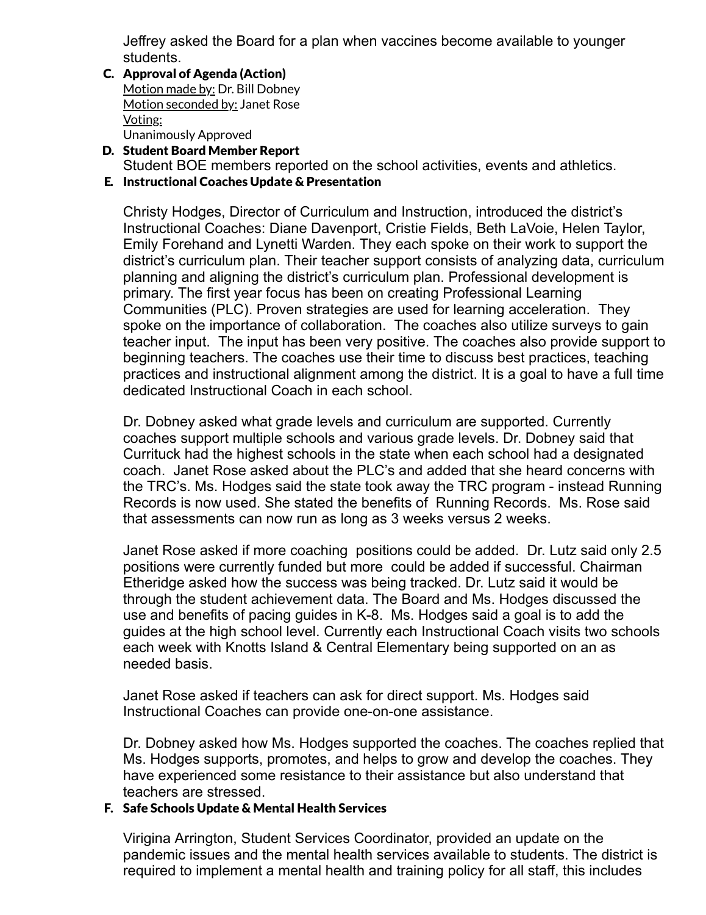Jeffrey asked the Board for a plan when vaccines become available to younger students.

**C. Approval of Agenda (Action)**

Motion made by: Dr. Bill Dobney
Motion seconded by: Janet Rose
Voting:
Unanimously Approved

**D. Student Board Member Report**

Student BOE members reported on the school activities, events and athletics.

**E. Instructional Coaches Update & Presentation**

Christy Hodges, Director of Curriculum and Instruction, introduced the district's Instructional Coaches: Diane Davenport, Cristie Fields, Beth LaVoie, Helen Taylor, Emily Forehand and Lynetti Warden. They each spoke on their work to support the district's curriculum plan. Their teacher support consists of analyzing data, curriculum planning and aligning the district's curriculum plan. Professional development is primary. The first year focus has been on creating Professional Learning Communities (PLC). Proven strategies are used for learning acceleration. They spoke on the importance of collaboration. The coaches also utilize surveys to gain teacher input. The input has been very positive. The coaches also provide support to beginning teachers. The coaches use their time to discuss best practices, teaching practices and instructional alignment among the district. It is a goal to have a full time dedicated Instructional Coach in each school.

Dr. Dobney asked what grade levels and curriculum are supported. Currently coaches support multiple schools and various grade levels. Dr. Dobney said that Currituck had the highest schools in the state when each school had a designated coach. Janet Rose asked about the PLC's and added that she heard concerns with the TRC's. Ms. Hodges said the state took away the TRC program - instead Running Records is now used. She stated the benefits of Running Records. Ms. Rose said that assessments can now run as long as 3 weeks versus 2 weeks.

Janet Rose asked if more coaching positions could be added. Dr. Lutz said only 2.5 positions were currently funded but more could be added if successful. Chairman Etheridge asked how the success was being tracked. Dr. Lutz said it would be through the student achievement data. The Board and Ms. Hodges discussed the use and benefits of pacing guides in K-8. Ms. Hodges said a goal is to add the guides at the high school level. Currently each Instructional Coach visits two schools each week with Knotts Island & Central Elementary being supported on an as needed basis.

Janet Rose asked if teachers can ask for direct support. Ms. Hodges said Instructional Coaches can provide one-on-one assistance.

Dr. Dobney asked how Ms. Hodges supported the coaches. The coaches replied that Ms. Hodges supports, promotes, and helps to grow and develop the coaches. They have experienced some resistance to their assistance but also understand that teachers are stressed.

**F. Safe Schools Update & Mental Health Services**

Virigina Arrington, Student Services Coordinator, provided an update on the pandemic issues and the mental health services available to students. The district is required to implement a mental health and training policy for all staff, this includes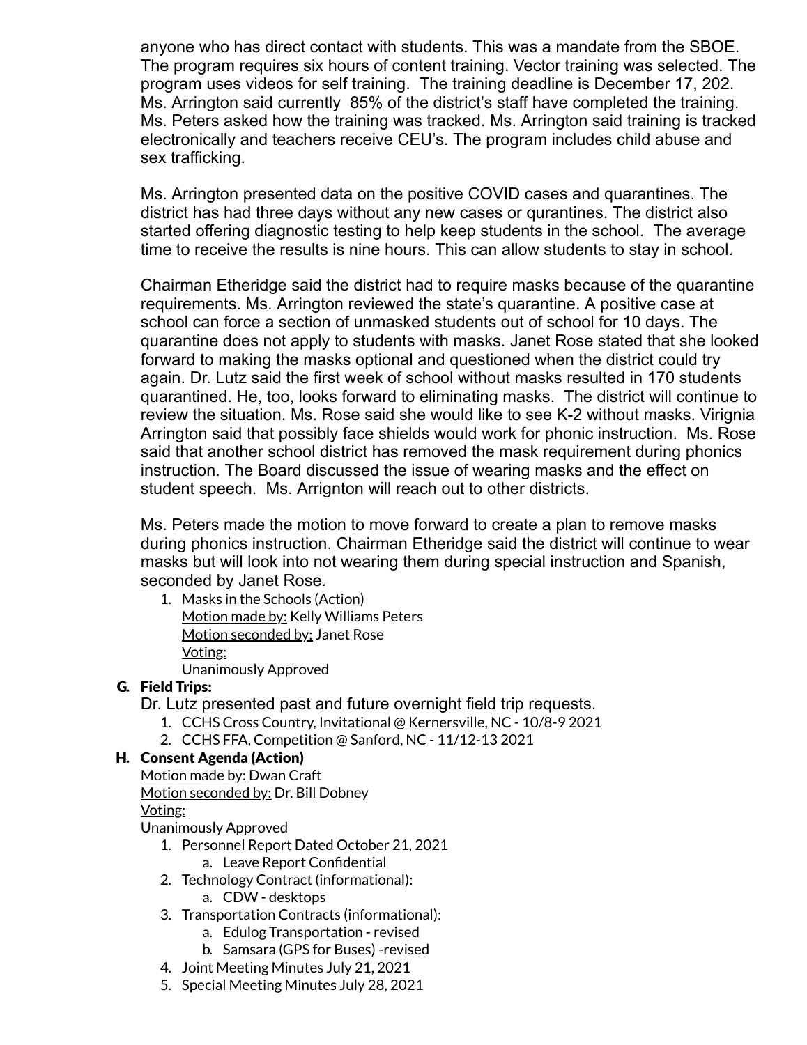anyone who has direct contact with students. This was a mandate from the SBOE. The program requires six hours of content training. Vector training was selected. The program uses videos for self training. The training deadline is December 17, 202. Ms. Arrington said currently 85% of the district's staff have completed the training. Ms. Peters asked how the training was tracked. Ms. Arrington said training is tracked electronically and teachers receive CEU's. The program includes child abuse and sex trafficking.

Ms. Arrington presented data on the positive COVID cases and quarantines. The district has had three days without any new cases or qurantines. The district also started offering diagnostic testing to help keep students in the school. The average time to receive the results is nine hours. This can allow students to stay in school.

Chairman Etheridge said the district had to require masks because of the quarantine requirements. Ms. Arrington reviewed the state's quarantine. A positive case at school can force a section of unmasked students out of school for 10 days. The quarantine does not apply to students with masks. Janet Rose stated that she looked forward to making the masks optional and questioned when the district could try again. Dr. Lutz said the first week of school without masks resulted in 170 students quarantined. He, too, looks forward to eliminating masks. The district will continue to review the situation. Ms. Rose said she would like to see K-2 without masks. Virignia Arrington said that possibly face shields would work for phonic instruction. Ms. Rose said that another school district has removed the mask requirement during phonics instruction. The Board discussed the issue of wearing masks and the effect on student speech. Ms. Arrignton will reach out to other districts.

Ms. Peters made the motion to move forward to create a plan to remove masks during phonics instruction. Chairman Etheridge said the district will continue to wear masks but will look into not wearing them during special instruction and Spanish, seconded by Janet Rose.

1. Masks in the Schools (Action)
   Motion made by: Kelly Williams Peters
   Motion seconded by: Janet Rose
   Voting:
   Unanimously Approved

**G. Field Trips:**

Dr. Lutz presented past and future overnight field trip requests.

1. CCHS Cross Country, Invitational @ Kernersville, NC - 10/8-9 2021
2. CCHS FFA, Competition @ Sanford, NC - 11/12-13 2021

**H. Consent Agenda (Action)**

Motion made by: Dwan Craft
Motion seconded by: Dr. Bill Dobney
Voting:
Unanimously Approved

1. Personnel Report Dated October 21, 2021
   a. Leave Report Confidential
2. Technology Contract (informational):
   a. CDW - desktops
3. Transportation Contracts (informational):
   a. Edulog Transportation - revised
   b. Samsara (GPS for Buses) -revised
4. Joint Meeting Minutes July 21, 2021
5. Special Meeting Minutes July 28, 2021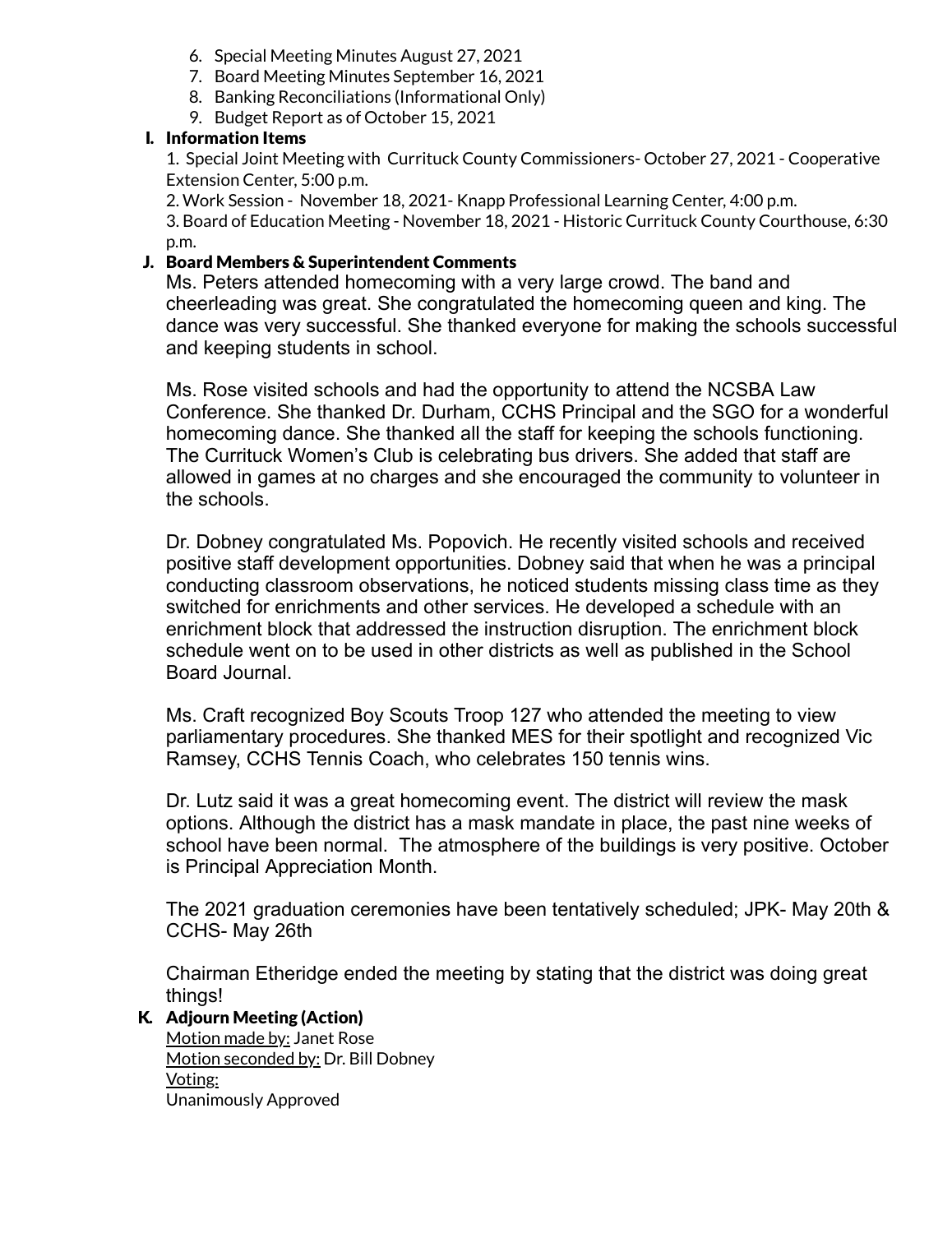6. Special Meeting Minutes August 27, 2021
7. Board Meeting Minutes September 16, 2021
8. Banking Reconciliations (Informational Only)
9. Budget Report as of October 15, 2021

## I. Information Items

1. Special Joint Meeting with Currituck County Commissioners- October 27, 2021 - Cooperative Extension Center, 5:00 p.m.
2. Work Session - November 18, 2021- Knapp Professional Learning Center, 4:00 p.m.
3. Board of Education Meeting - November 18, 2021 - Historic Currituck County Courthouse, 6:30 p.m.

## J. Board Members & Superintendent Comments

Ms. Peters attended homecoming with a very large crowd. The band and cheerleading was great. She congratulated the homecoming queen and king. The dance was very successful. She thanked everyone for making the schools successful and keeping students in school.

Ms. Rose visited schools and had the opportunity to attend the NCSBA Law Conference. She thanked Dr. Durham, CCHS Principal and the SGO for a wonderful homecoming dance. She thanked all the staff for keeping the schools functioning. The Currituck Women's Club is celebrating bus drivers. She added that staff are allowed in games at no charges and she encouraged the community to volunteer in the schools.

Dr. Dobney congratulated Ms. Popovich. He recently visited schools and received positive staff development opportunities. Dobney said that when he was a principal conducting classroom observations, he noticed students missing class time as they switched for enrichments and other services. He developed a schedule with an enrichment block that addressed the instruction disruption. The enrichment block schedule went on to be used in other districts as well as published in the School Board Journal.

Ms. Craft recognized Boy Scouts Troop 127 who attended the meeting to view parliamentary procedures. She thanked MES for their spotlight and recognized Vic Ramsey, CCHS Tennis Coach, who celebrates 150 tennis wins.

Dr. Lutz said it was a great homecoming event. The district will review the mask options. Although the district has a mask mandate in place, the past nine weeks of school have been normal. The atmosphere of the buildings is very positive. October is Principal Appreciation Month.

The 2021 graduation ceremonies have been tentatively scheduled; JPK- May 20th & CCHS- May 26th

Chairman Etheridge ended the meeting by stating that the district was doing great things!

## K. Adjourn Meeting (Action)

Motion made by: Janet Rose
Motion seconded by: Dr. Bill Dobney
Voting:
Unanimously Approved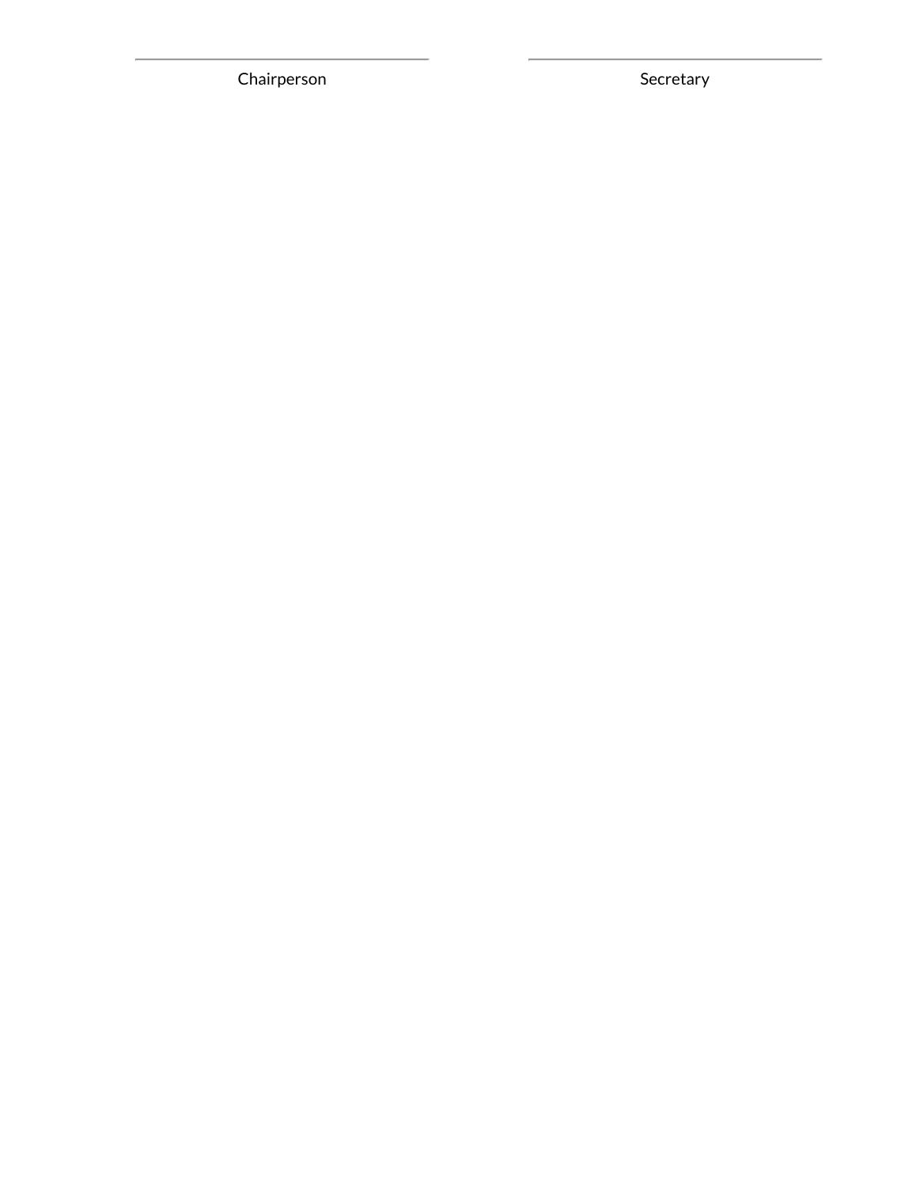| | |
|---|---|
| \_\_\_\_\_\_\_\_\_\_\_\_\_\_\_\_\_\_\_\_\_\_\_\_ | \_\_\_\_\_\_\_\_\_\_\_\_\_\_\_\_\_\_\_\_\_\_\_\_ |
| Chairperson | Secretary |